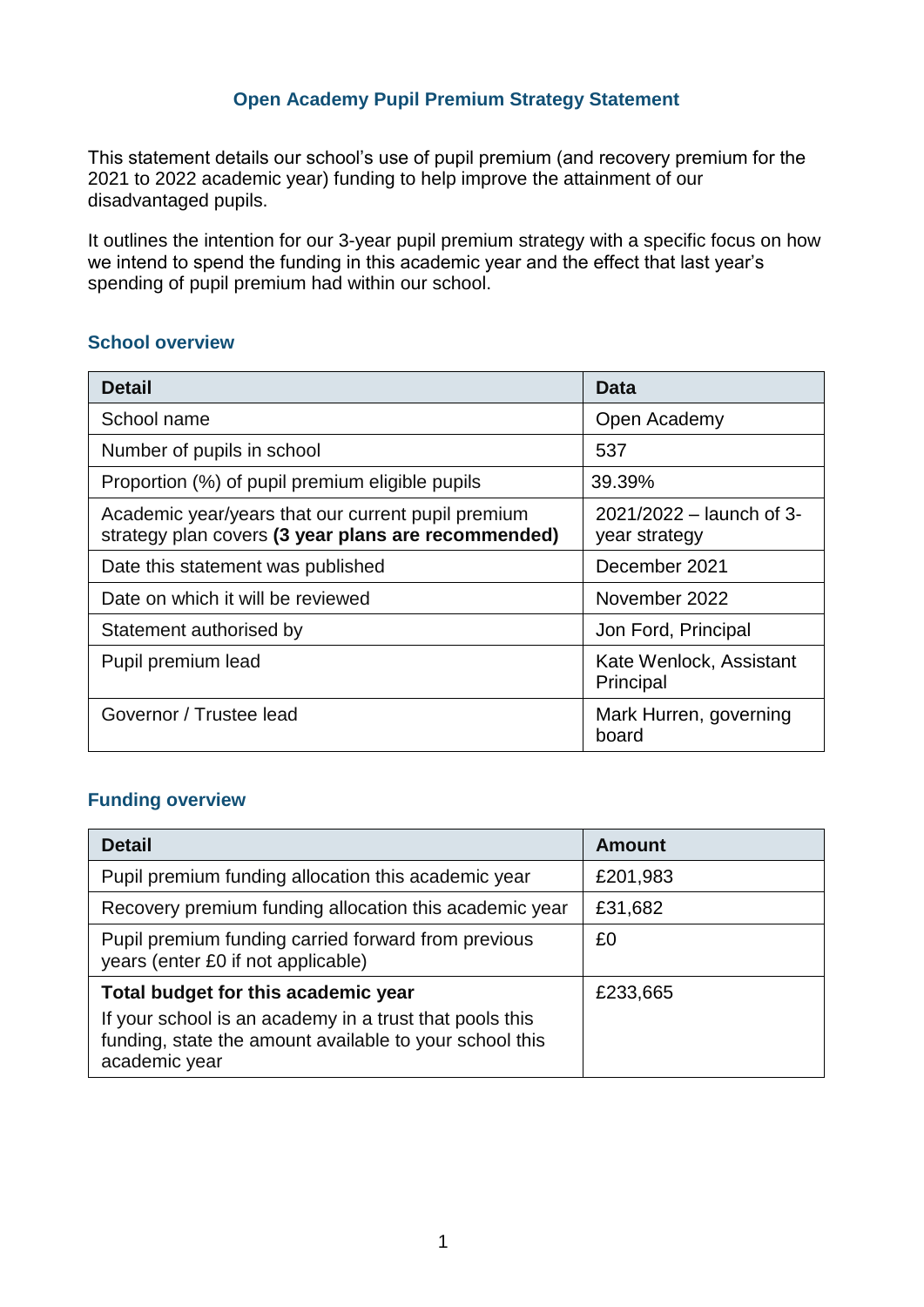# Open Academy Pupil Premium Strategy Statement

This statement details our school's use of pupil premium (and recovery premium for the 2021 to 2022 academic year) funding to help improve the attainment of our disadvantaged pupils.

It outlines the intention for our 3-year pupil premium strategy with a specific focus on how we intend to spend the funding in this academic year and the effect that last year's spending of pupil premium had within our school.

## School overview

| Detail | Data |
|---|---|
| School name | Open Academy |
| Number of pupils in school | 537 |
| Proportion (%) of pupil premium eligible pupils | 39.39% |
| Academic year/years that our current pupil premium strategy plan covers **(3 year plans are recommended)** | 2021/2022 – launch of 3-year strategy |
| Date this statement was published | December 2021 |
| Date on which it will be reviewed | November 2022 |
| Statement authorised by | Jon Ford, Principal |
| Pupil premium lead | Kate Wenlock, Assistant Principal |
| Governor / Trustee lead | Mark Hurren, governing board |

## Funding overview

| Detail | Amount |
|---|---|
| Pupil premium funding allocation this academic year | £201,983 |
| Recovery premium funding allocation this academic year | £31,682 |
| Pupil premium funding carried forward from previous years (enter £0 if not applicable) | £0 |
| **Total budget for this academic year**<br>If your school is an academy in a trust that pools this funding, state the amount available to your school this academic year | £233,665 |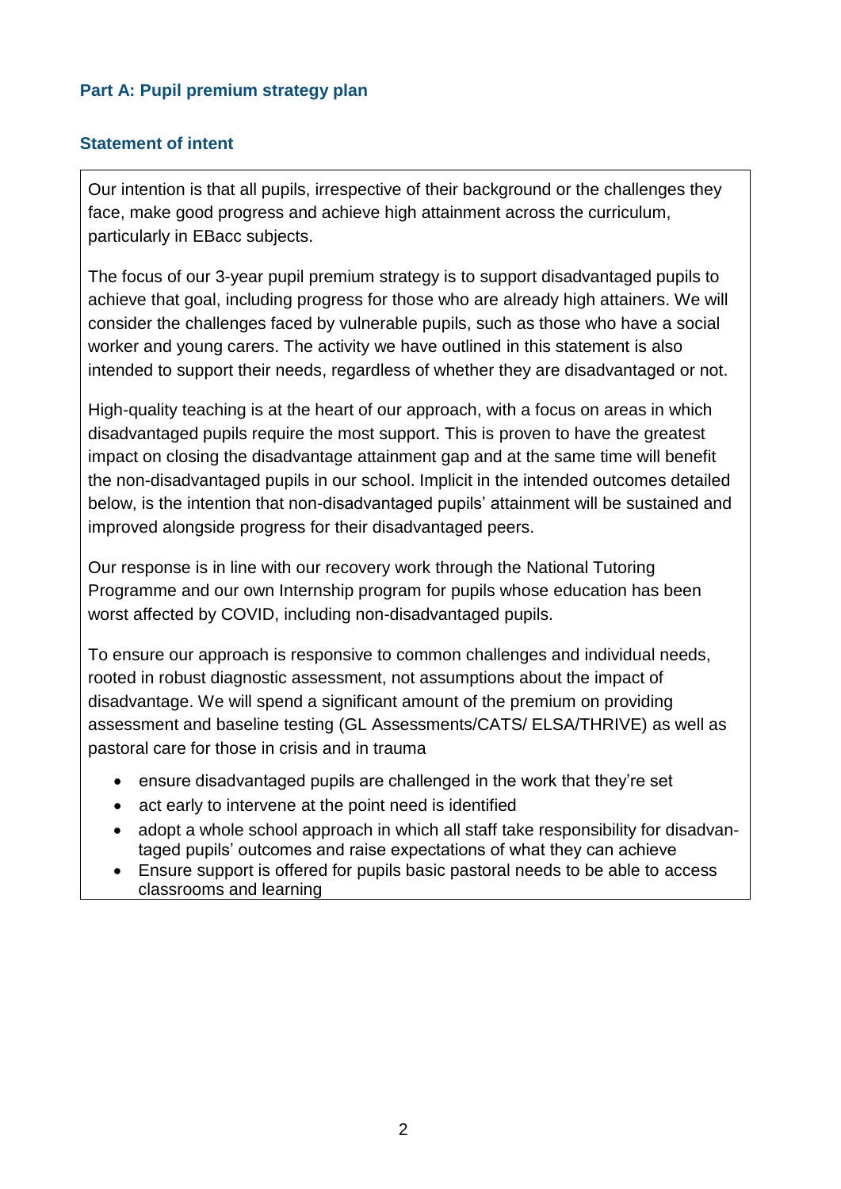## Part A: Pupil premium strategy plan

### Statement of intent

Our intention is that all pupils, irrespective of their background or the challenges they face, make good progress and achieve high attainment across the curriculum, particularly in EBacc subjects.

The focus of our 3-year pupil premium strategy is to support disadvantaged pupils to achieve that goal, including progress for those who are already high attainers. We will consider the challenges faced by vulnerable pupils, such as those who have a social worker and young carers. The activity we have outlined in this statement is also intended to support their needs, regardless of whether they are disadvantaged or not.

High-quality teaching is at the heart of our approach, with a focus on areas in which disadvantaged pupils require the most support. This is proven to have the greatest impact on closing the disadvantage attainment gap and at the same time will benefit the non-disadvantaged pupils in our school. Implicit in the intended outcomes detailed below, is the intention that non-disadvantaged pupils' attainment will be sustained and improved alongside progress for their disadvantaged peers.

Our response is in line with our recovery work through the National Tutoring Programme and our own Internship program for pupils whose education has been worst affected by COVID, including non-disadvantaged pupils.

To ensure our approach is responsive to common challenges and individual needs, rooted in robust diagnostic assessment, not assumptions about the impact of disadvantage. We will spend a significant amount of the premium on providing assessment and baseline testing (GL Assessments/CATS/ ELSA/THRIVE) as well as pastoral care for those in crisis and in trauma

- ensure disadvantaged pupils are challenged in the work that they're set
- act early to intervene at the point need is identified
- adopt a whole school approach in which all staff take responsibility for disadvantaged pupils' outcomes and raise expectations of what they can achieve
- Ensure support is offered for pupils basic pastoral needs to be able to access classrooms and learning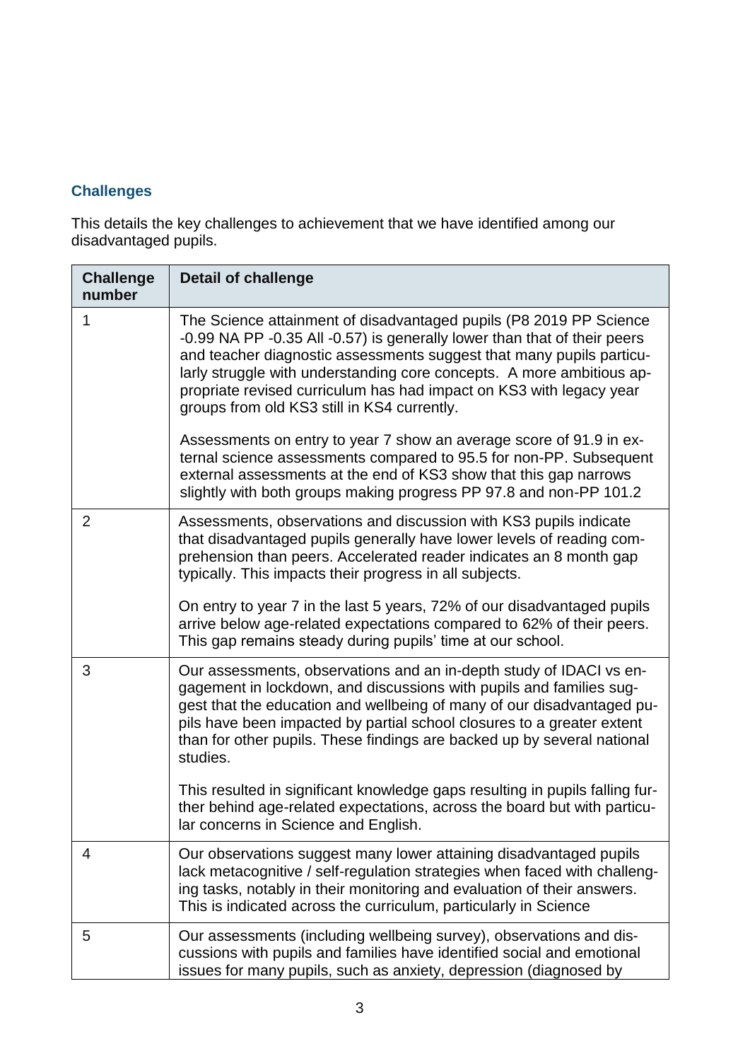## Challenges

This details the key challenges to achievement that we have identified among our disadvantaged pupils.

| Challenge number | Detail of challenge |
|---|---|
| 1 | The Science attainment of disadvantaged pupils (P8 2019 PP Science -0.99 NA PP -0.35 All -0.57) is generally lower than that of their peers and teacher diagnostic assessments suggest that many pupils particularly struggle with understanding core concepts. A more ambitious appropriate revised curriculum has had impact on KS3 with legacy year groups from old KS3 still in KS4 currently.<br><br>Assessments on entry to year 7 show an average score of 91.9 in external science assessments compared to 95.5 for non-PP. Subsequent external assessments at the end of KS3 show that this gap narrows slightly with both groups making progress PP 97.8 and non-PP 101.2 |
| 2 | Assessments, observations and discussion with KS3 pupils indicate that disadvantaged pupils generally have lower levels of reading comprehension than peers. Accelerated reader indicates an 8 month gap typically. This impacts their progress in all subjects.<br><br>On entry to year 7 in the last 5 years, 72% of our disadvantaged pupils arrive below age-related expectations compared to 62% of their peers. This gap remains steady during pupils' time at our school. |
| 3 | Our assessments, observations and an in-depth study of IDACI vs engagement in lockdown, and discussions with pupils and families suggest that the education and wellbeing of many of our disadvantaged pupils have been impacted by partial school closures to a greater extent than for other pupils. These findings are backed up by several national studies.<br><br>This resulted in significant knowledge gaps resulting in pupils falling further behind age-related expectations, across the board but with particular concerns in Science and English. |
| 4 | Our observations suggest many lower attaining disadvantaged pupils lack metacognitive / self-regulation strategies when faced with challenging tasks, notably in their monitoring and evaluation of their answers. This is indicated across the curriculum, particularly in Science |
| 5 | Our assessments (including wellbeing survey), observations and discussions with pupils and families have identified social and emotional issues for many pupils, such as anxiety, depression (diagnosed by |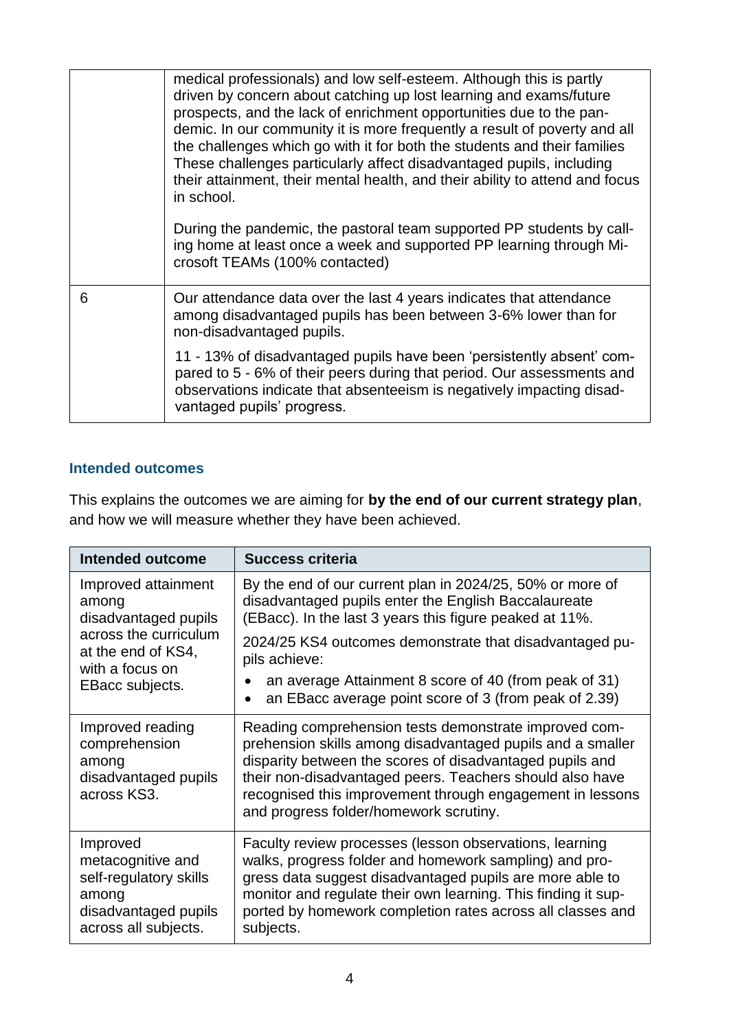| | |
|---|---|
| | medical professionals) and low self-esteem. Although this is partly driven by concern about catching up lost learning and exams/future prospects, and the lack of enrichment opportunities due to the pandemic. In our community it is more frequently a result of poverty and all the challenges which go with it for both the students and their families These challenges particularly affect disadvantaged pupils, including their attainment, their mental health, and their ability to attend and focus in school.<br><br>During the pandemic, the pastoral team supported PP students by calling home at least once a week and supported PP learning through Microsoft TEAMs (100% contacted) |
| 6 | Our attendance data over the last 4 years indicates that attendance among disadvantaged pupils has been between 3-6% lower than for non-disadvantaged pupils.<br><br>11 - 13% of disadvantaged pupils have been 'persistently absent' compared to 5 - 6% of their peers during that period. Our assessments and observations indicate that absenteeism is negatively impacting disadvantaged pupils' progress. |

## Intended outcomes

This explains the outcomes we are aiming for **by the end of our current strategy plan**, and how we will measure whether they have been achieved.

| Intended outcome | Success criteria |
|---|---|
| Improved attainment among disadvantaged pupils across the curriculum at the end of KS4, with a focus on EBacc subjects. | By the end of our current plan in 2024/25, 50% or more of disadvantaged pupils enter the English Baccalaureate (EBacc). In the last 3 years this figure peaked at 11%.<br><br>2024/25 KS4 outcomes demonstrate that disadvantaged pupils achieve:<br>• an average Attainment 8 score of 40 (from peak of 31)<br>• an EBacc average point score of 3 (from peak of 2.39) |
| Improved reading comprehension among disadvantaged pupils across KS3. | Reading comprehension tests demonstrate improved comprehension skills among disadvantaged pupils and a smaller disparity between the scores of disadvantaged pupils and their non-disadvantaged peers. Teachers should also have recognised this improvement through engagement in lessons and progress folder/homework scrutiny. |
| Improved metacognitive and self-regulatory skills among disadvantaged pupils across all subjects. | Faculty review processes (lesson observations, learning walks, progress folder and homework sampling) and progress data suggest disadvantaged pupils are more able to monitor and regulate their own learning. This finding it supported by homework completion rates across all classes and subjects. |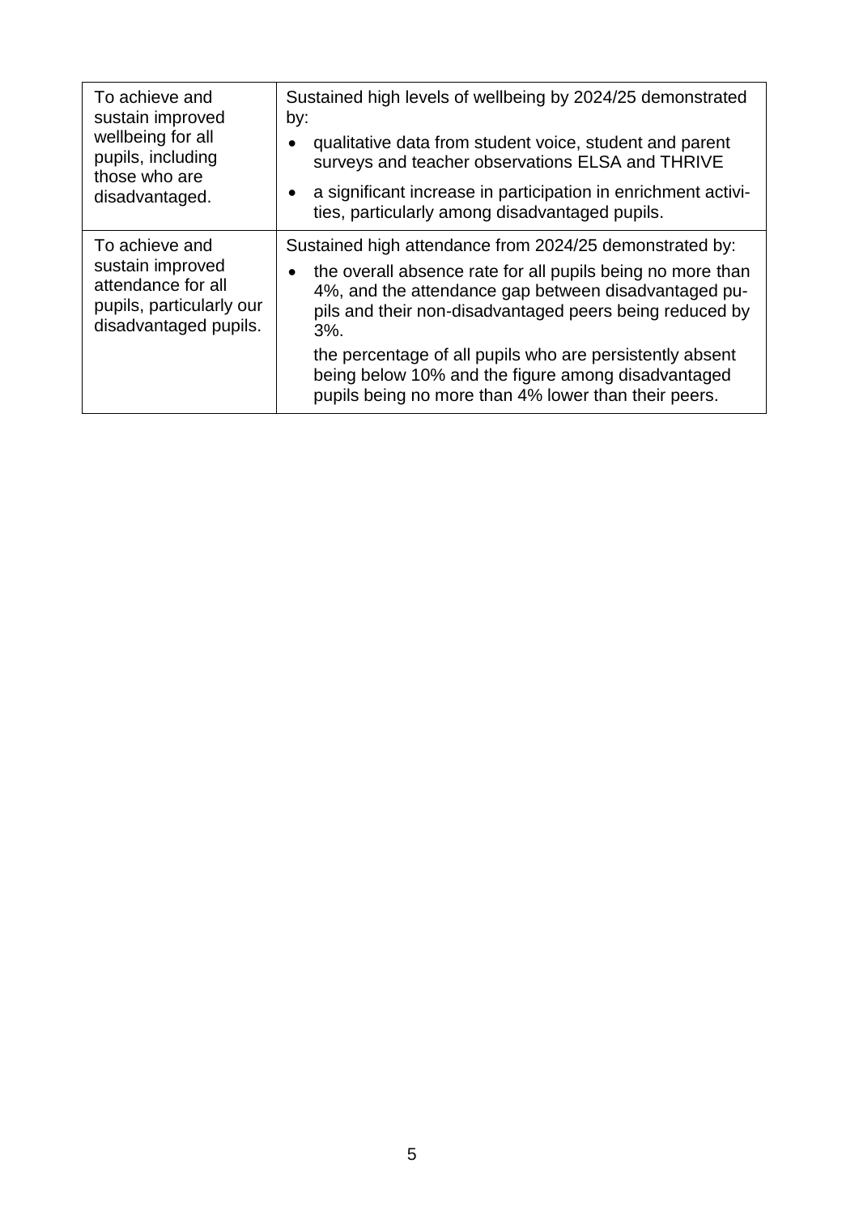| | |
|---|---|
| To achieve and sustain improved wellbeing for all pupils, including those who are disadvantaged. | Sustained high levels of wellbeing by 2024/25 demonstrated by:<br>• qualitative data from student voice, student and parent surveys and teacher observations ELSA and THRIVE<br>• a significant increase in participation in enrichment activities, particularly among disadvantaged pupils. |
| To achieve and sustain improved attendance for all pupils, particularly our disadvantaged pupils. | Sustained high attendance from 2024/25 demonstrated by:<br>• the overall absence rate for all pupils being no more than 4%, and the attendance gap between disadvantaged pupils and their non-disadvantaged peers being reduced by 3%.<br>the percentage of all pupils who are persistently absent being below 10% and the figure among disadvantaged pupils being no more than 4% lower than their peers. |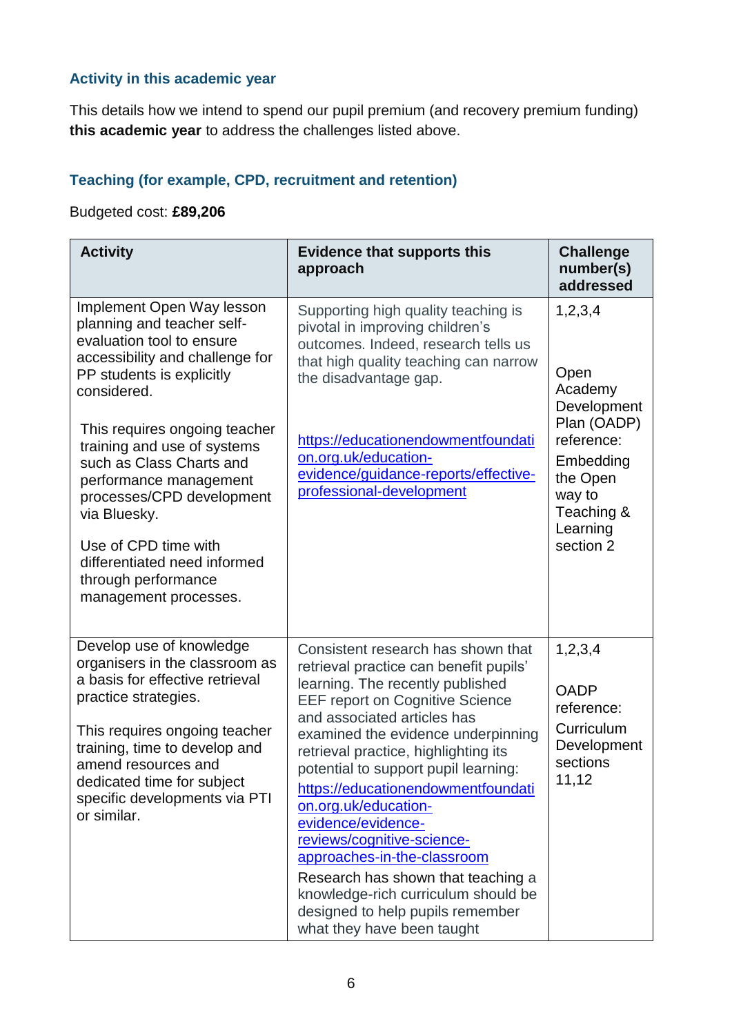### Activity in this academic year

This details how we intend to spend our pupil premium (and recovery premium funding) **this academic year** to address the challenges listed above.

### Teaching (for example, CPD, recruitment and retention)

Budgeted cost: **£89,206**

| Activity | Evidence that supports this approach | Challenge number(s) addressed |
|---|---|---|
| Implement Open Way lesson planning and teacher self-evaluation tool to ensure accessibility and challenge for PP students is explicitly considered.<br><br>This requires ongoing teacher training and use of systems such as Class Charts and performance management processes/CPD development via Bluesky.<br><br>Use of CPD time with differentiated need informed through performance management processes. | Supporting high quality teaching is pivotal in improving children's outcomes. Indeed, research tells us that high quality teaching can narrow the disadvantage gap.<br><br>[https://educationendowmentfoundation.org.uk/education-evidence/guidance-reports/effective-professional-development](https://educationendowmentfoundation.org.uk/education-evidence/guidance-reports/effective-professional-development) | 1,2,3,4<br><br>Open Academy Development Plan (OADP) reference: Embedding the Open way to Teaching & Learning section 2 |
| Develop use of knowledge organisers in the classroom as a basis for effective retrieval practice strategies.<br><br>This requires ongoing teacher training, time to develop and amend resources and dedicated time for subject specific developments via PTI or similar. | Consistent research has shown that retrieval practice can benefit pupils' learning. The recently published EEF report on Cognitive Science and associated articles has examined the evidence underpinning retrieval practice, highlighting its potential to support pupil learning: [https://educationendowmentfoundation.org.uk/education-evidence/evidence-reviews/cognitive-science-approaches-in-the-classroom](https://educationendowmentfoundation.org.uk/education-evidence/evidence-reviews/cognitive-science-approaches-in-the-classroom)<br>Research has shown that teaching a knowledge-rich curriculum should be designed to help pupils remember what they have been taught | 1,2,3,4<br><br>OADP reference: Curriculum Development sections 11,12 |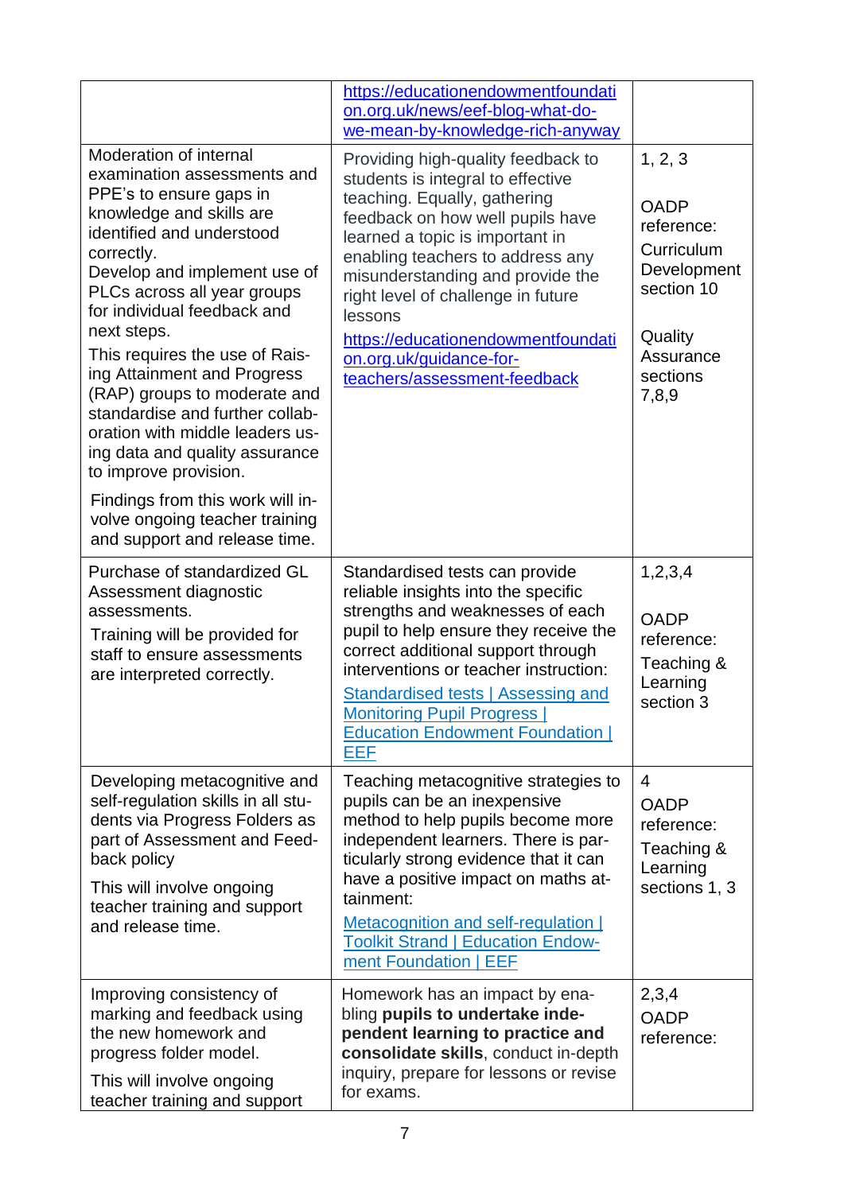| | | |
|---|---|---|
| | https://educationendowmentfoundation.org.uk/news/eef-blog-what-do-we-mean-by-knowledge-rich-anyway | |
| Moderation of internal examination assessments and PPE's to ensure gaps in knowledge and skills are identified and understood correctly.<br>Develop and implement use of PLCs across all year groups for individual feedback and next steps.<br>This requires the use of Raising Attainment and Progress (RAP) groups to moderate and standardise and further collaboration with middle leaders using data and quality assurance to improve provision.<br>Findings from this work will involve ongoing teacher training and support and release time. | Providing high-quality feedback to students is integral to effective teaching. Equally, gathering feedback on how well pupils have learned a topic is important in enabling teachers to address any misunderstanding and provide the right level of challenge in future lessons<br>https://educationendowmentfoundation.org.uk/guidance-for-teachers/assessment-feedback | 1, 2, 3<br><br>OADP reference: Curriculum Development section 10<br><br>Quality Assurance sections 7,8,9 |
| Purchase of standardized GL Assessment diagnostic assessments.<br>Training will be provided for staff to ensure assessments are interpreted correctly. | Standardised tests can provide reliable insights into the specific strengths and weaknesses of each pupil to help ensure they receive the correct additional support through interventions or teacher instruction:<br>Standardised tests \| Assessing and Monitoring Pupil Progress \| Education Endowment Foundation \| EEF | 1,2,3,4<br><br>OADP reference:<br>Teaching & Learning section 3 |
| Developing metacognitive and self-regulation skills in all students via Progress Folders as part of Assessment and Feedback policy<br>This will involve ongoing teacher training and support and release time. | Teaching metacognitive strategies to pupils can be an inexpensive method to help pupils become more independent learners. There is particularly strong evidence that it can have a positive impact on maths attainment:<br>Metacognition and self-regulation \| Toolkit Strand \| Education Endowment Foundation \| EEF | 4<br>OADP reference:<br>Teaching & Learning sections 1, 3 |
| Improving consistency of marking and feedback using the new homework and progress folder model.<br>This will involve ongoing teacher training and support | Homework has an impact by enabling **pupils to undertake independent learning to practice and consolidate skills**, conduct in-depth inquiry, prepare for lessons or revise for exams. | 2,3,4<br>OADP reference: |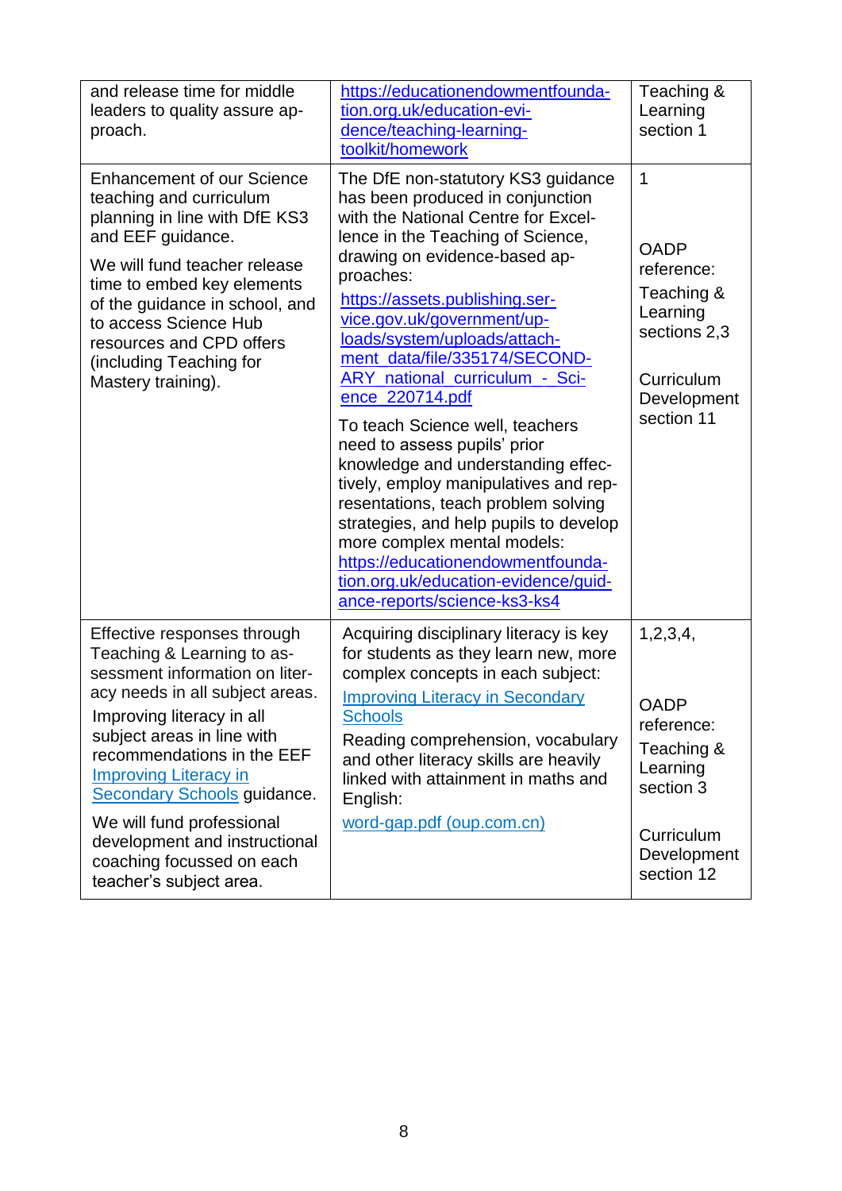| | | |
|---|---|---|
| and release time for middle leaders to quality assure approach. | [https://educationendowmentfoundation.org.uk/education-evidence/teaching-learning-toolkit/homework](https://educationendowmentfoundation.org.uk/education-evidence/teaching-learning-toolkit/homework) | Teaching & Learning section 1 |
| Enhancement of our Science teaching and curriculum planning in line with DfE KS3 and EEF guidance.<br><br>We will fund teacher release time to embed key elements of the guidance in school, and to access Science Hub resources and CPD offers (including Teaching for Mastery training). | The DfE non-statutory KS3 guidance has been produced in conjunction with the National Centre for Excellence in the Teaching of Science, drawing on evidence-based approaches:<br>[https://assets.publishing.service.gov.uk/government/uploads/system/uploads/attachment_data/file/335174/SECONDARY_national_curriculum_-_Science_220714.pdf](https://assets.publishing.service.gov.uk/government/uploads/system/uploads/attachment_data/file/335174/SECONDARY_national_curriculum_-_Science_220714.pdf)<br><br>To teach Science well, teachers need to assess pupils' prior knowledge and understanding effectively, employ manipulatives and representations, teach problem solving strategies, and help pupils to develop more complex mental models:<br>[https://educationendowmentfoundation.org.uk/education-evidence/guidance-reports/science-ks3-ks4](https://educationendowmentfoundation.org.uk/education-evidence/guidance-reports/science-ks3-ks4) | 1<br><br>OADP reference:<br>Teaching & Learning sections 2,3<br><br>Curriculum Development section 11 |
| Effective responses through Teaching & Learning to assessment information on literacy needs in all subject areas.<br><br>Improving literacy in all subject areas in line with recommendations in the EEF [Improving Literacy in Secondary Schools]() guidance.<br><br>We will fund professional development and instructional coaching focussed on each teacher's subject area. | Acquiring disciplinary literacy is key for students as they learn new, more complex concepts in each subject:<br>[Improving Literacy in Secondary Schools]()<br><br>Reading comprehension, vocabulary and other literacy skills are heavily linked with attainment in maths and English:<br>[word-gap.pdf (oup.com.cn)]() | 1,2,3,4,<br><br>OADP reference:<br>Teaching & Learning section 3<br><br>Curriculum Development section 12 |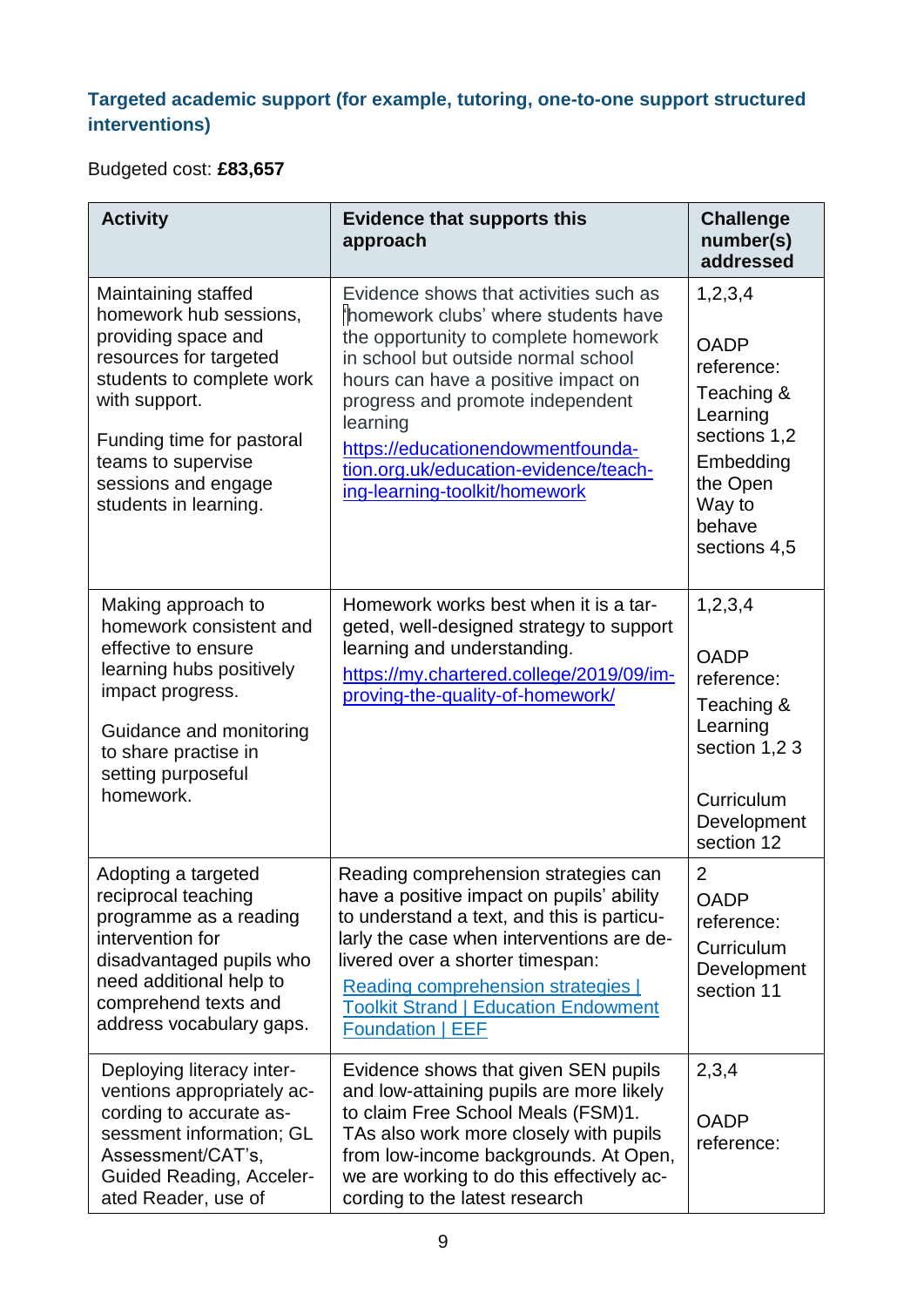### Targeted academic support (for example, tutoring, one-to-one support structured interventions)

Budgeted cost: **£83,657**

| Activity | Evidence that supports this approach | Challenge number(s) addressed |
|---|---|---|
| Maintaining staffed homework hub sessions, providing space and resources for targeted students to complete work with support.<br><br>Funding time for pastoral teams to supervise sessions and engage students in learning. | Evidence shows that activities such as 'homework clubs' where students have the opportunity to complete homework in school but outside normal school hours can have a positive impact on progress and promote independent learning<br>[https://educationendowmentfoundation.org.uk/education-evidence/teaching-learning-toolkit/homework](https://educationendowmentfoundation.org.uk/education-evidence/teaching-learning-toolkit/homework) | 1,2,3,4<br><br>OADP reference:<br>Teaching & Learning sections 1,2<br>Embedding the Open Way to behave sections 4,5 |
| Making approach to homework consistent and effective to ensure learning hubs positively impact progress.<br><br>Guidance and monitoring to share practise in setting purposeful homework. | Homework works best when it is a targeted, well-designed strategy to support learning and understanding.<br>[https://my.chartered.college/2019/09/improving-the-quality-of-homework/](https://my.chartered.college/2019/09/improving-the-quality-of-homework/) | 1,2,3,4<br><br>OADP reference:<br>Teaching & Learning section 1,2 3<br><br>Curriculum Development section 12 |
| Adopting a targeted reciprocal teaching programme as a reading intervention for disadvantaged pupils who need additional help to comprehend texts and address vocabulary gaps. | Reading comprehension strategies can have a positive impact on pupils' ability to understand a text, and this is particularly the case when interventions are delivered over a shorter timespan:<br>Reading comprehension strategies \| Toolkit Strand \| Education Endowment Foundation \| EEF | 2<br>OADP reference:<br>Curriculum Development section 11 |
| Deploying literacy interventions appropriately according to accurate assessment information; GL Assessment/CAT's, Guided Reading, Accelerated Reader, use of | Evidence shows that given SEN pupils and low-attaining pupils are more likely to claim Free School Meals (FSM)1. TAs also work more closely with pupils from low-income backgrounds. At Open, we are working to do this effectively according to the latest research | 2,3,4<br><br>OADP reference: |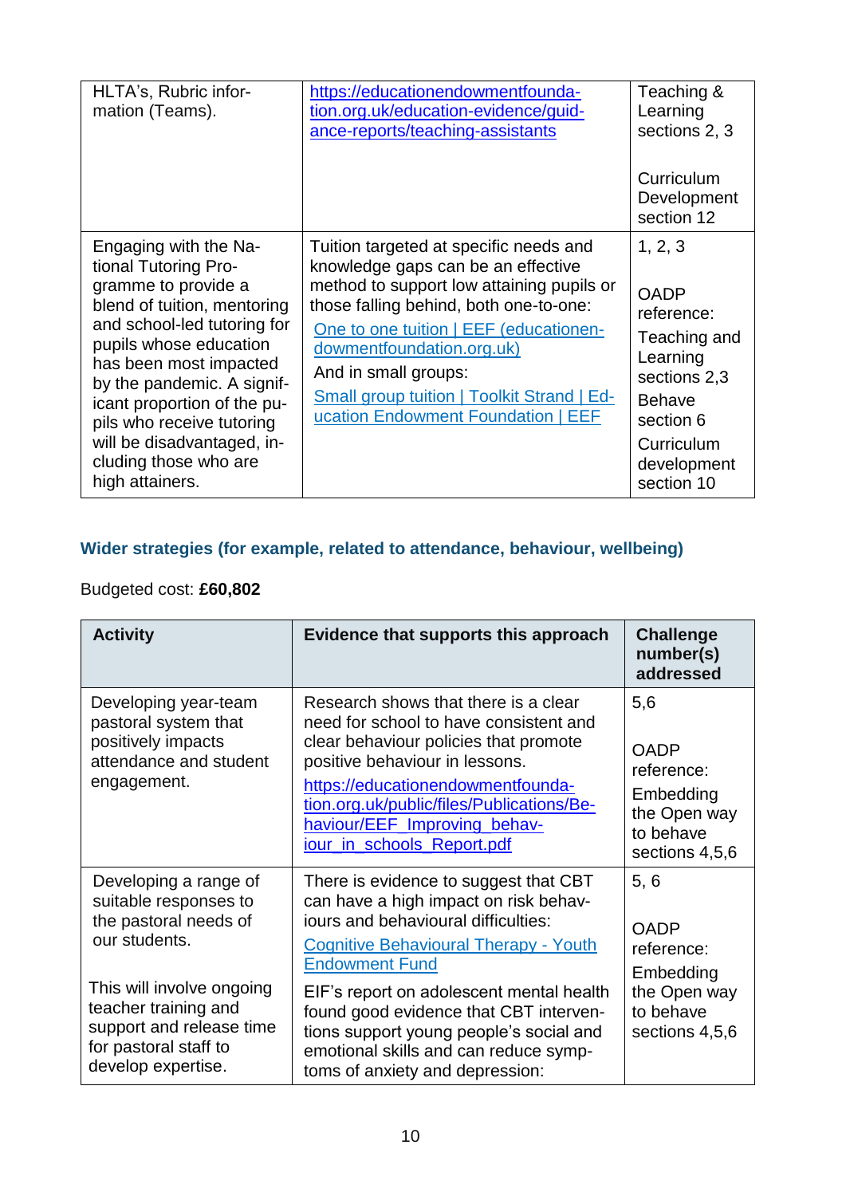| | | |
|---|---|---|
| HLTA's, Rubric information (Teams). | https://educationendowmentfoundation.org.uk/education-evidence/guidance-reports/teaching-assistants | Teaching & Learning sections 2, 3<br><br>Curriculum Development section 12 |
| Engaging with the National Tutoring Programme to provide a blend of tuition, mentoring and school-led tutoring for pupils whose education has been most impacted by the pandemic. A significant proportion of the pupils who receive tutoring will be disadvantaged, including those who are high attainers. | Tuition targeted at specific needs and knowledge gaps can be an effective method to support low attaining pupils or those falling behind, both one-to-one:<br>One to one tuition \| EEF (educationendowmentfoundation.org.uk)<br>And in small groups:<br>Small group tuition \| Toolkit Strand \| Education Endowment Foundation \| EEF | 1, 2, 3<br><br>OADP reference:<br>Teaching and Learning sections 2,3<br>Behave section 6<br>Curriculum development section 10 |

### Wider strategies (for example, related to attendance, behaviour, wellbeing)

Budgeted cost: **£60,802**

| Activity | Evidence that supports this approach | Challenge number(s) addressed |
|---|---|---|
| Developing year-team pastoral system that positively impacts attendance and student engagement. | Research shows that there is a clear need for school to have consistent and clear behaviour policies that promote positive behaviour in lessons.<br>https://educationendowmentfoundation.org.uk/public/files/Publications/Behaviour/EEF_Improving_behaviour_in_schools_Report.pdf | 5,6<br><br>OADP reference:<br>Embedding the Open way to behave sections 4,5,6 |
| Developing a range of suitable responses to the pastoral needs of our students.<br><br>This will involve ongoing teacher training and support and release time for pastoral staff to develop expertise. | There is evidence to suggest that CBT can have a high impact on risk behaviours and behavioural difficulties:<br>Cognitive Behavioural Therapy - Youth Endowment Fund<br>EIF's report on adolescent mental health found good evidence that CBT interventions support young people's social and emotional skills and can reduce symptoms of anxiety and depression: | 5, 6<br><br>OADP reference:<br>Embedding the Open way to behave sections 4,5,6 |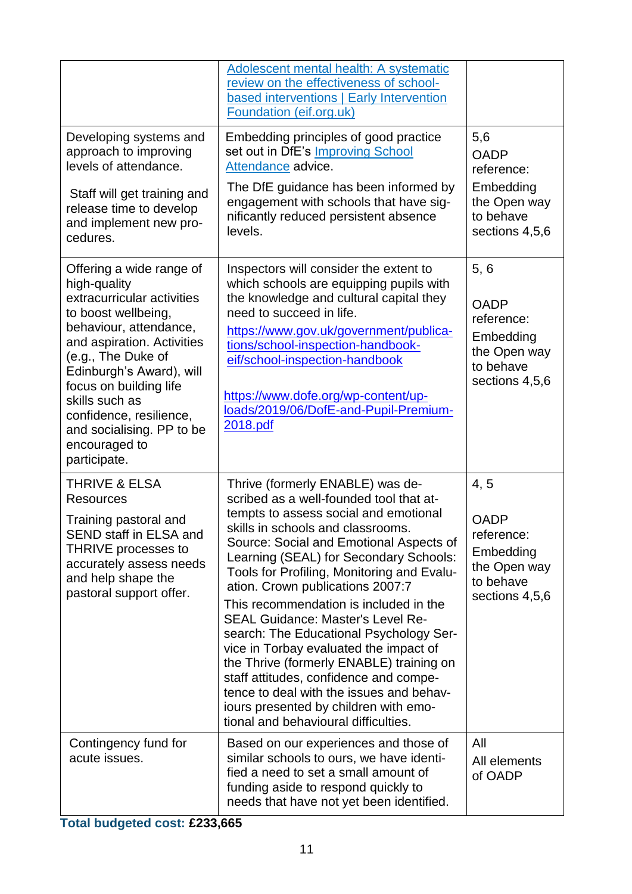| | | |
|---|---|---|
| | [Adolescent mental health: A systematic review on the effectiveness of school-based interventions \| Early Intervention Foundation (eif.org.uk)]() | |
| Developing systems and approach to improving levels of attendance.<br><br>Staff will get training and release time to develop and implement new procedures. | Embedding principles of good practice set out in DfE's [Improving School Attendance]() advice.<br><br>The DfE guidance has been informed by engagement with schools that have significantly reduced persistent absence levels. | 5,6<br>OADP reference:<br>Embedding the Open way to behave sections 4,5,6 |
| Offering a wide range of high-quality extracurricular activities to boost wellbeing, behaviour, attendance, and aspiration. Activities (e.g., The Duke of Edinburgh's Award), will focus on building life skills such as confidence, resilience, and socialising. PP to be encouraged to participate. | Inspectors will consider the extent to which schools are equipping pupils with the knowledge and cultural capital they need to succeed in life.<br><br>https://www.gov.uk/government/publications/school-inspection-handbook-eif/school-inspection-handbook<br><br>https://www.dofe.org/wp-content/uploads/2019/06/DofE-and-Pupil-Premium-2018.pdf | 5, 6<br><br>OADP reference:<br>Embedding the Open way to behave sections 4,5,6 |
| THRIVE & ELSA Resources<br><br>Training pastoral and SEND staff in ELSA and THRIVE processes to accurately assess needs and help shape the pastoral support offer. | Thrive (formerly ENABLE) was described as a well-founded tool that attempts to assess social and emotional skills in schools and classrooms. Source: Social and Emotional Aspects of Learning (SEAL) for Secondary Schools: Tools for Profiling, Monitoring and Evaluation. Crown publications 2007:7<br><br>This recommendation is included in the SEAL Guidance: Master's Level Research: The Educational Psychology Service in Torbay evaluated the impact of the Thrive (formerly ENABLE) training on staff attitudes, confidence and competence to deal with the issues and behaviours presented by children with emotional and behavioural difficulties. | 4, 5<br><br>OADP reference:<br>Embedding the Open way to behave sections 4,5,6 |
| Contingency fund for acute issues. | Based on our experiences and those of similar schools to ours, we have identified a need to set a small amount of funding aside to respond quickly to needs that have not yet been identified. | All<br>All elements of OADP |

**Total budgeted cost: £233,665**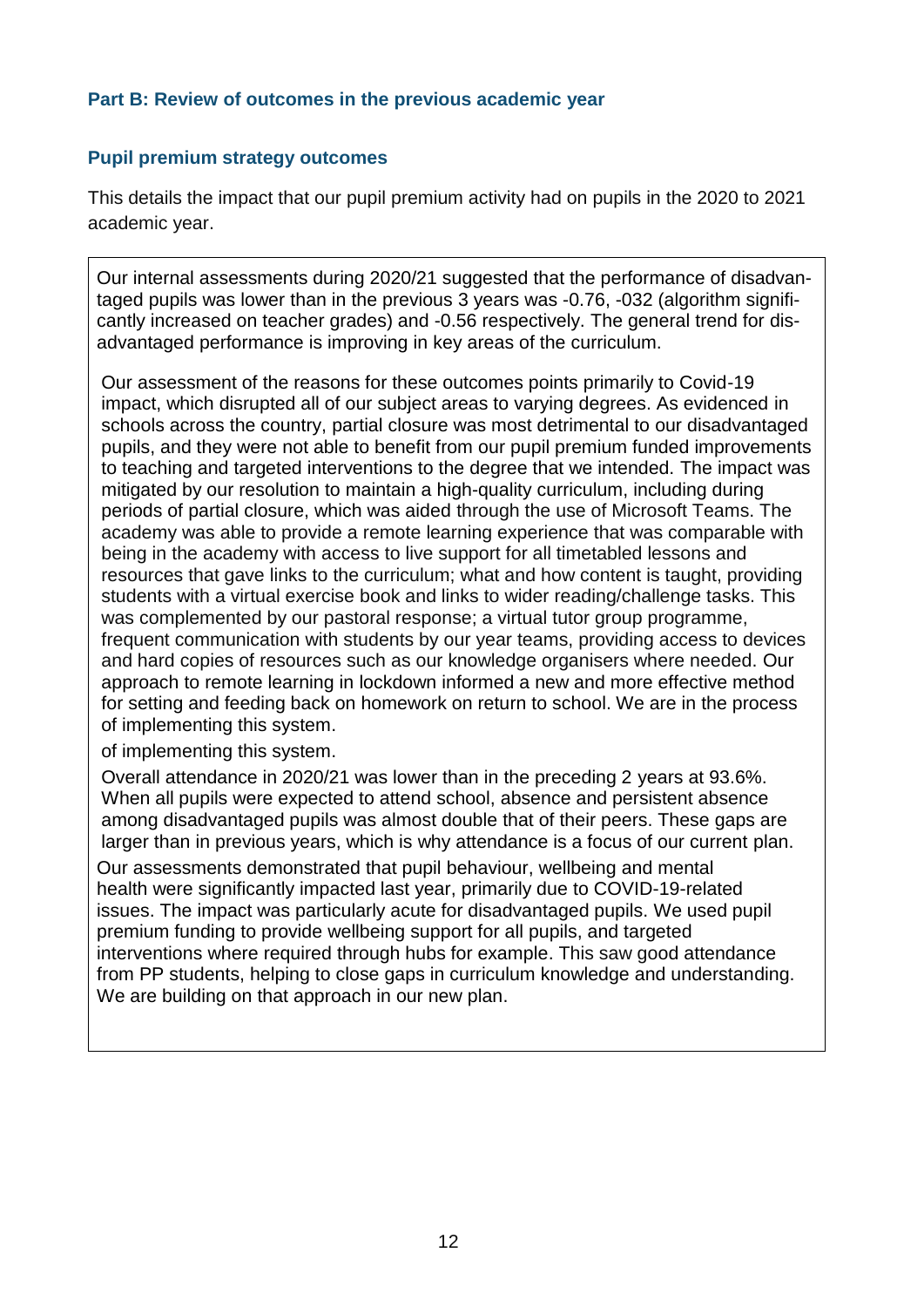### Part B: Review of outcomes in the previous academic year

### Pupil premium strategy outcomes

This details the impact that our pupil premium activity had on pupils in the 2020 to 2021 academic year.

Our internal assessments during 2020/21 suggested that the performance of disadvantaged pupils was lower than in the previous 3 years was -0.76, -032 (algorithm significantly increased on teacher grades) and -0.56 respectively. The general trend for disadvantaged performance is improving in key areas of the curriculum.

Our assessment of the reasons for these outcomes points primarily to Covid-19 impact, which disrupted all of our subject areas to varying degrees. As evidenced in schools across the country, partial closure was most detrimental to our disadvantaged pupils, and they were not able to benefit from our pupil premium funded improvements to teaching and targeted interventions to the degree that we intended. The impact was mitigated by our resolution to maintain a high-quality curriculum, including during periods of partial closure, which was aided through the use of Microsoft Teams. The academy was able to provide a remote learning experience that was comparable with being in the academy with access to live support for all timetabled lessons and resources that gave links to the curriculum; what and how content is taught, providing students with a virtual exercise book and links to wider reading/challenge tasks. This was complemented by our pastoral response; a virtual tutor group programme, frequent communication with students by our year teams, providing access to devices and hard copies of resources such as our knowledge organisers where needed. Our approach to remote learning in lockdown informed a new and more effective method for setting and feeding back on homework on return to school. We are in the process of implementing this system.

of implementing this system.

Overall attendance in 2020/21 was lower than in the preceding 2 years at 93.6%. When all pupils were expected to attend school, absence and persistent absence among disadvantaged pupils was almost double that of their peers. These gaps are larger than in previous years, which is why attendance is a focus of our current plan.

Our assessments demonstrated that pupil behaviour, wellbeing and mental health were significantly impacted last year, primarily due to COVID-19-related issues. The impact was particularly acute for disadvantaged pupils. We used pupil premium funding to provide wellbeing support for all pupils, and targeted interventions where required through hubs for example. This saw good attendance from PP students, helping to close gaps in curriculum knowledge and understanding. We are building on that approach in our new plan.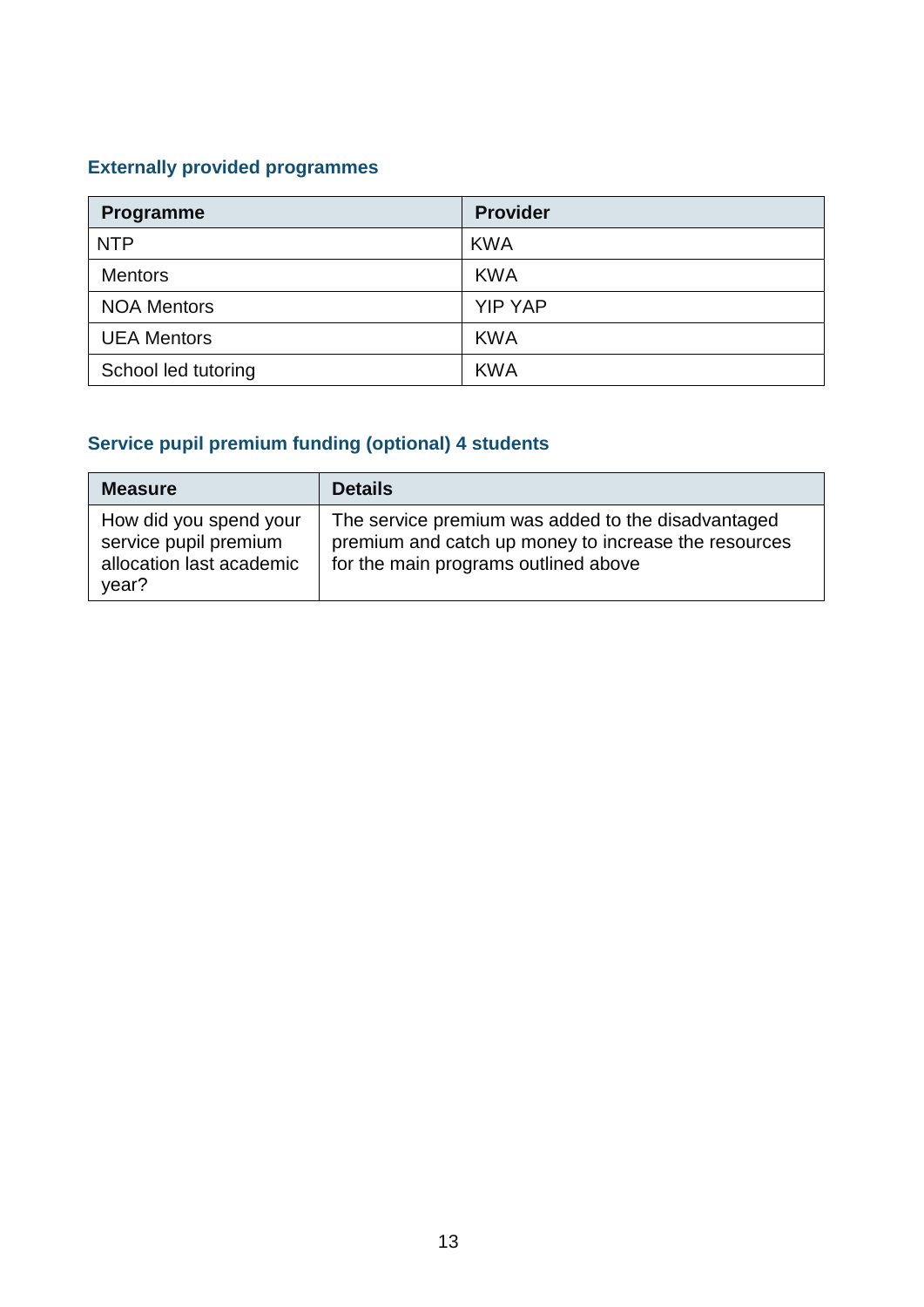## Externally provided programmes

| Programme | Provider |
|---|---|
| NTP | KWA |
| Mentors | KWA |
| NOA Mentors | YIP YAP |
| UEA Mentors | KWA |
| School led tutoring | KWA |

## Service pupil premium funding (optional) 4 students

| Measure | Details |
|---|---|
| How did you spend your service pupil premium allocation last academic year? | The service premium was added to the disadvantaged premium and catch up money to increase the resources for the main programs outlined above |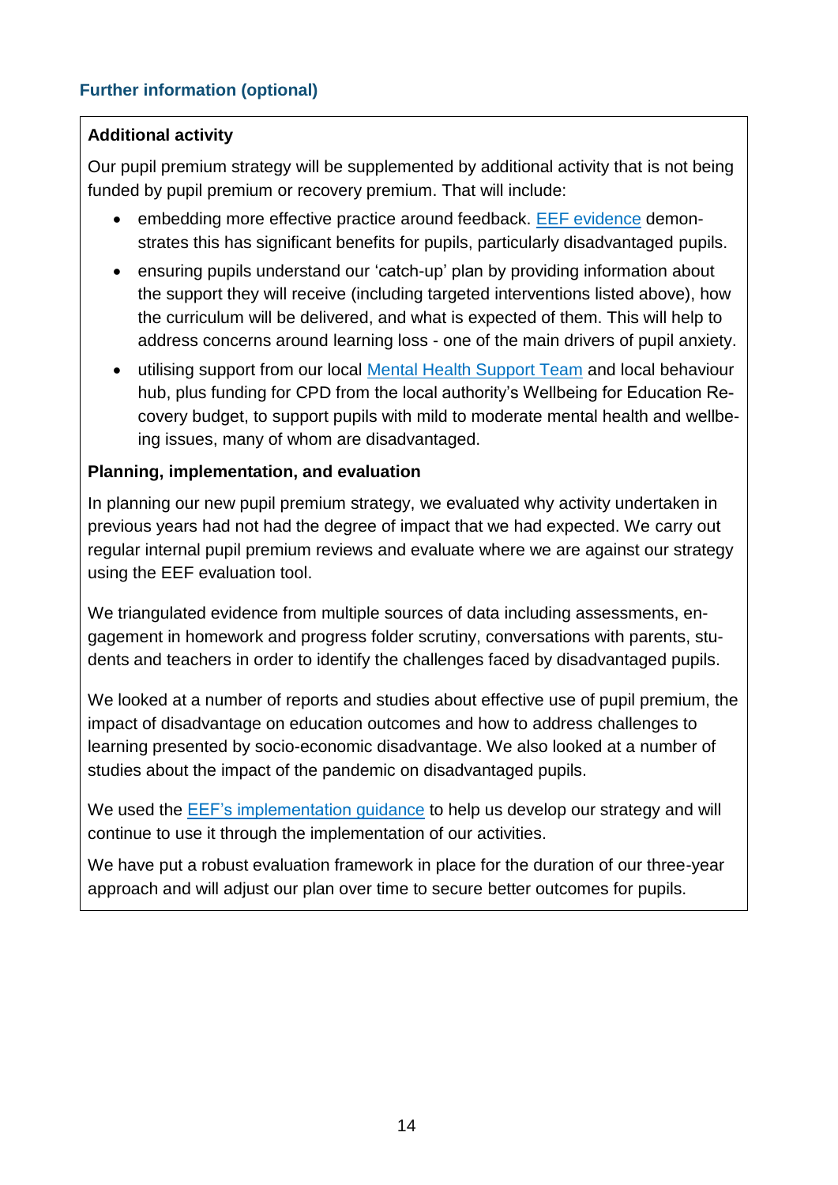## Further information (optional)

**Additional activity**

Our pupil premium strategy will be supplemented by additional activity that is not being funded by pupil premium or recovery premium. That will include:

- embedding more effective practice around feedback. EEF evidence demonstrates this has significant benefits for pupils, particularly disadvantaged pupils.
- ensuring pupils understand our 'catch-up' plan by providing information about the support they will receive (including targeted interventions listed above), how the curriculum will be delivered, and what is expected of them. This will help to address concerns around learning loss - one of the main drivers of pupil anxiety.
- utilising support from our local Mental Health Support Team and local behaviour hub, plus funding for CPD from the local authority's Wellbeing for Education Recovery budget, to support pupils with mild to moderate mental health and wellbeing issues, many of whom are disadvantaged.

**Planning, implementation, and evaluation**

In planning our new pupil premium strategy, we evaluated why activity undertaken in previous years had not had the degree of impact that we had expected. We carry out regular internal pupil premium reviews and evaluate where we are against our strategy using the EEF evaluation tool.

We triangulated evidence from multiple sources of data including assessments, engagement in homework and progress folder scrutiny, conversations with parents, students and teachers in order to identify the challenges faced by disadvantaged pupils.

We looked at a number of reports and studies about effective use of pupil premium, the impact of disadvantage on education outcomes and how to address challenges to learning presented by socio-economic disadvantage. We also looked at a number of studies about the impact of the pandemic on disadvantaged pupils.

We used the EEF's implementation guidance to help us develop our strategy and will continue to use it through the implementation of our activities.

We have put a robust evaluation framework in place for the duration of our three-year approach and will adjust our plan over time to secure better outcomes for pupils.